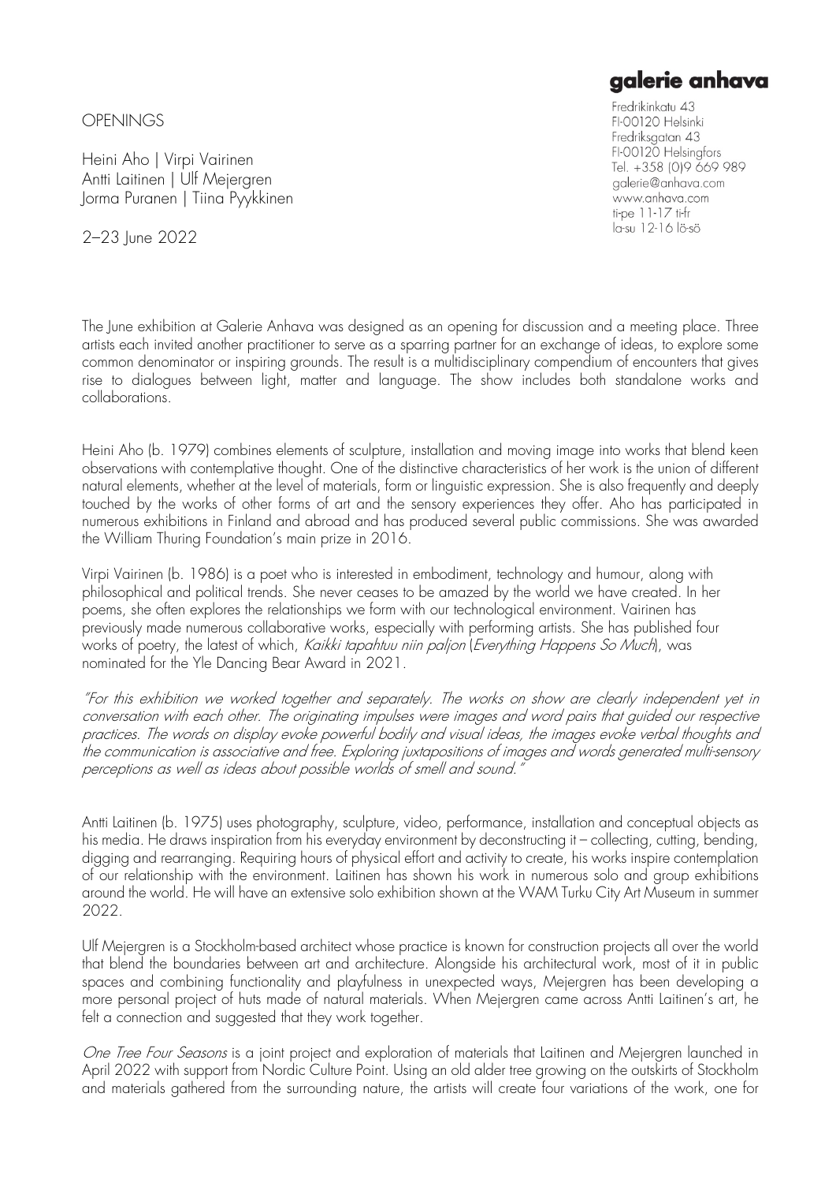**galerie anhava**

Fredrikinkatu 43
FI-00120 Helsinki
Fredriksgatan 43
FI-00120 Helsingfors
Tel. +358 (0)9 669 989
galerie@anhava.com
www.anhava.com
ti-pe 11-17 ti-fr
la-su 12-16 lö-sö

OPENINGS

Heini Aho | Virpi Vairinen
Antti Laitinen | Ulf Mejergren
Jorma Puranen | Tiina Pyykkinen

2–23 June 2022

The June exhibition at Galerie Anhava was designed as an opening for discussion and a meeting place. Three artists each invited another practitioner to serve as a sparring partner for an exchange of ideas, to explore some common denominator or inspiring grounds. The result is a multidisciplinary compendium of encounters that gives rise to dialogues between light, matter and language. The show includes both standalone works and collaborations.

Heini Aho (b. 1979) combines elements of sculpture, installation and moving image into works that blend keen observations with contemplative thought. One of the distinctive characteristics of her work is the union of different natural elements, whether at the level of materials, form or linguistic expression. She is also frequently and deeply touched by the works of other forms of art and the sensory experiences they offer. Aho has participated in numerous exhibitions in Finland and abroad and has produced several public commissions. She was awarded the William Thuring Foundation's main prize in 2016.

Virpi Vairinen (b. 1986) is a poet who is interested in embodiment, technology and humour, along with philosophical and political trends. She never ceases to be amazed by the world we have created. In her poems, she often explores the relationships we form with our technological environment. Vairinen has previously made numerous collaborative works, especially with performing artists. She has published four works of poetry, the latest of which, *Kaikki tapahtuu niin paljon* (*Everything Happens So Much*), was nominated for the Yle Dancing Bear Award in 2021.

*"For this exhibition we worked together and separately. The works on show are clearly independent yet in conversation with each other. The originating impulses were images and word pairs that guided our respective practices. The words on display evoke powerful bodily and visual ideas, the images evoke verbal thoughts and the communication is associative and free. Exploring juxtapositions of images and words generated multi-sensory perceptions as well as ideas about possible worlds of smell and sound."*

Antti Laitinen (b. 1975) uses photography, sculpture, video, performance, installation and conceptual objects as his media. He draws inspiration from his everyday environment by deconstructing it – collecting, cutting, bending, digging and rearranging. Requiring hours of physical effort and activity to create, his works inspire contemplation of our relationship with the environment. Laitinen has shown his work in numerous solo and group exhibitions around the world. He will have an extensive solo exhibition shown at the WAM Turku City Art Museum in summer 2022.

Ulf Mejergren is a Stockholm-based architect whose practice is known for construction projects all over the world that blend the boundaries between art and architecture. Alongside his architectural work, most of it in public spaces and combining functionality and playfulness in unexpected ways, Mejergren has been developing a more personal project of huts made of natural materials. When Mejergren came across Antti Laitinen's art, he felt a connection and suggested that they work together.

*One Tree Four Seasons* is a joint project and exploration of materials that Laitinen and Mejergren launched in April 2022 with support from Nordic Culture Point. Using an old alder tree growing on the outskirts of Stockholm and materials gathered from the surrounding nature, the artists will create four variations of the work, one for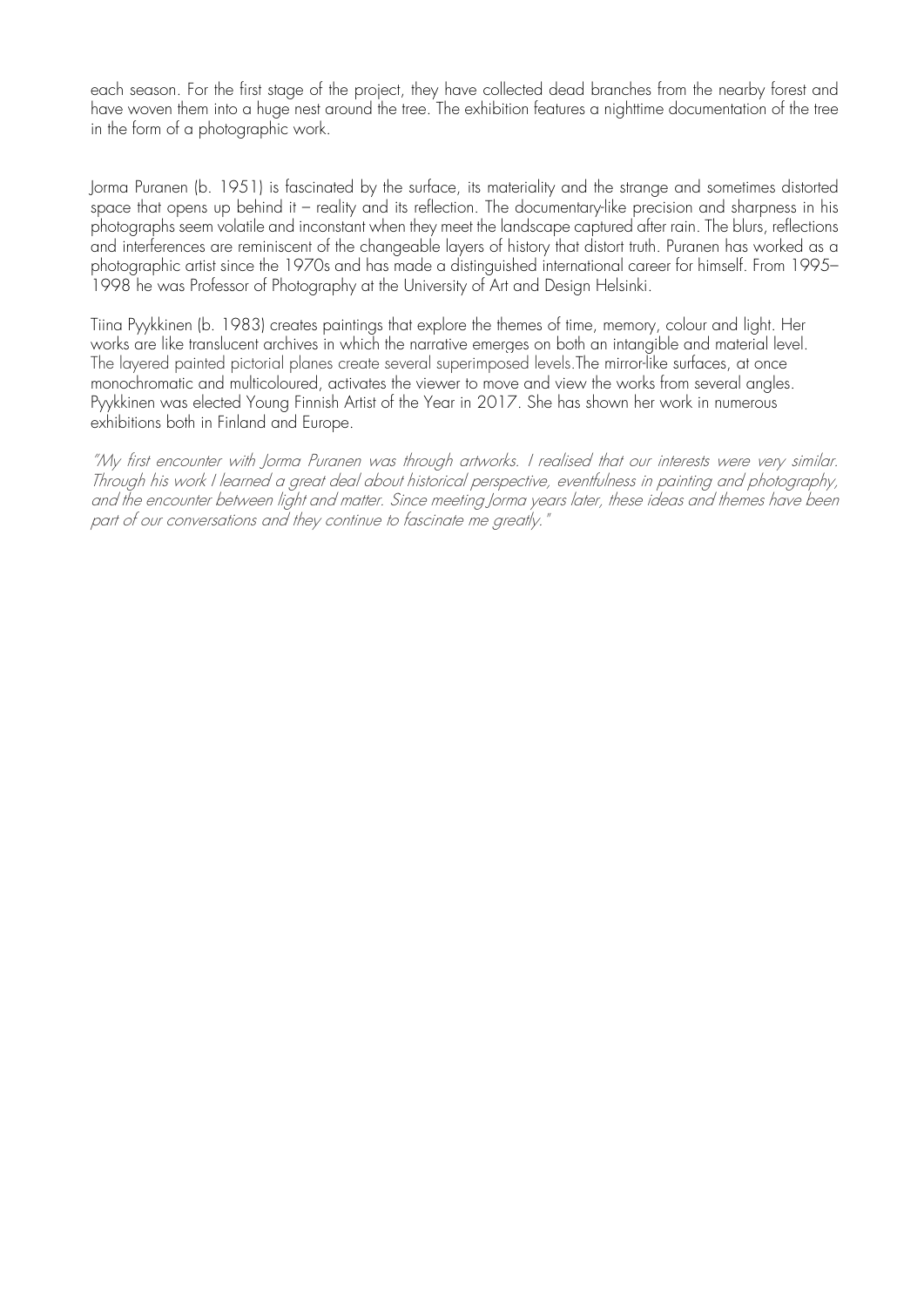each season. For the first stage of the project, they have collected dead branches from the nearby forest and have woven them into a huge nest around the tree. The exhibition features a nighttime documentation of the tree in the form of a photographic work.

Jorma Puranen (b. 1951) is fascinated by the surface, its materiality and the strange and sometimes distorted space that opens up behind it – reality and its reflection. The documentary-like precision and sharpness in his photographs seem volatile and inconstant when they meet the landscape captured after rain. The blurs, reflections and interferences are reminiscent of the changeable layers of history that distort truth. Puranen has worked as a photographic artist since the 1970s and has made a distinguished international career for himself. From 1995–1998 he was Professor of Photography at the University of Art and Design Helsinki.

Tiina Pyykkinen (b. 1983) creates paintings that explore the themes of time, memory, colour and light. Her works are like translucent archives in which the narrative emerges on both an intangible and material level. The layered painted pictorial planes create several superimposed levels.The mirror-like surfaces, at once monochromatic and multicoloured, activates the viewer to move and view the works from several angles. Pyykkinen was elected Young Finnish Artist of the Year in 2017. She has shown her work in numerous exhibitions both in Finland and Europe.

*"My first encounter with Jorma Puranen was through artworks. I realised that our interests were very similar. Through his work I learned a great deal about historical perspective, eventfulness in painting and photography, and the encounter between light and matter. Since meeting Jorma years later, these ideas and themes have been part of our conversations and they continue to fascinate me greatly."*